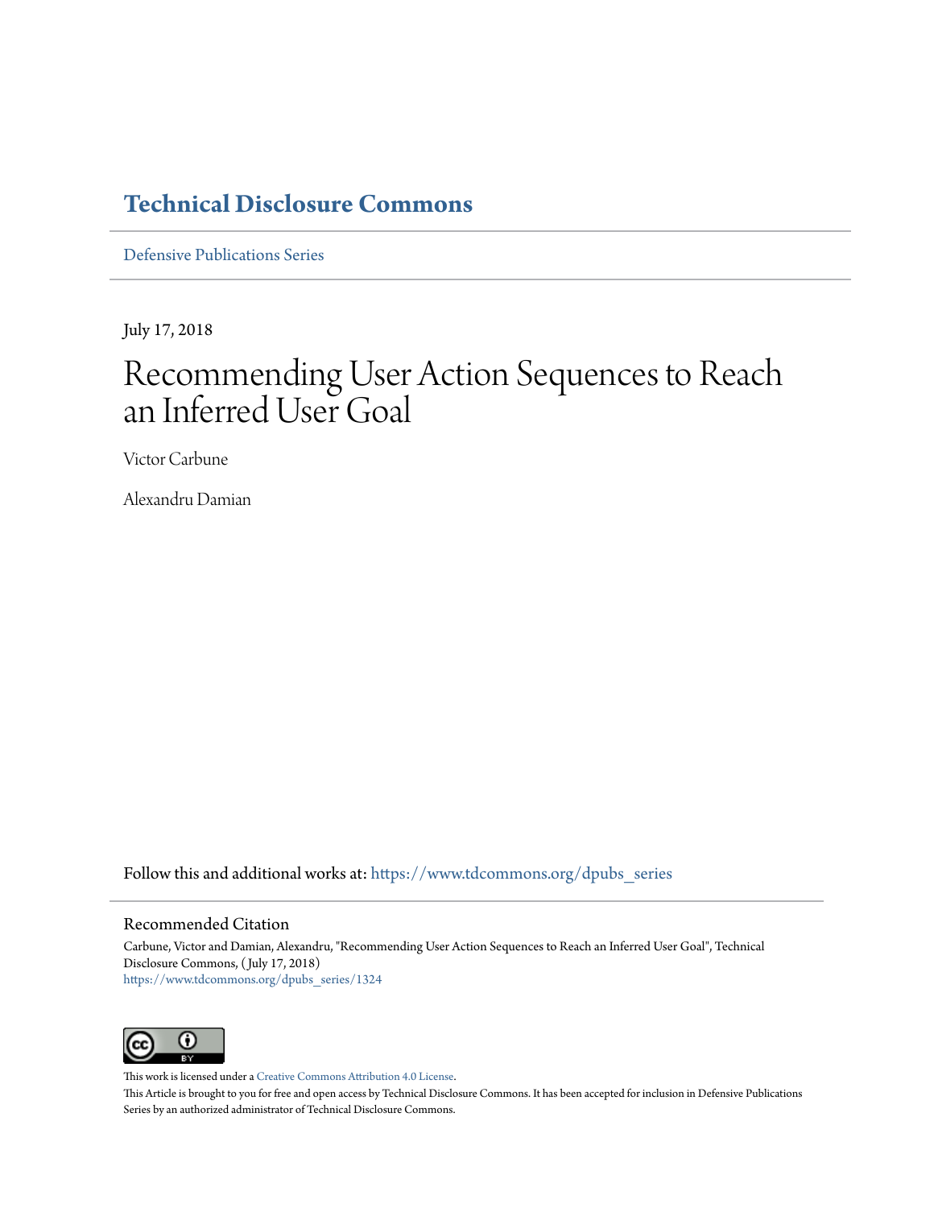# Technical Disclosure Commons

Defensive Publications Series

July 17, 2018

# Recommending User Action Sequences to Reach an Inferred User Goal

Victor Carbune

Alexandru Damian

Follow this and additional works at: https://www.tdcommons.org/dpubs_series

## Recommended Citation

Carbune, Victor and Damian, Alexandru, "Recommending User Action Sequences to Reach an Inferred User Goal", Technical Disclosure Commons, (July 17, 2018)
https://www.tdcommons.org/dpubs_series/1324

This work is licensed under a Creative Commons Attribution 4.0 License.
This Article is brought to you for free and open access by Technical Disclosure Commons. It has been accepted for inclusion in Defensive Publications Series by an authorized administrator of Technical Disclosure Commons.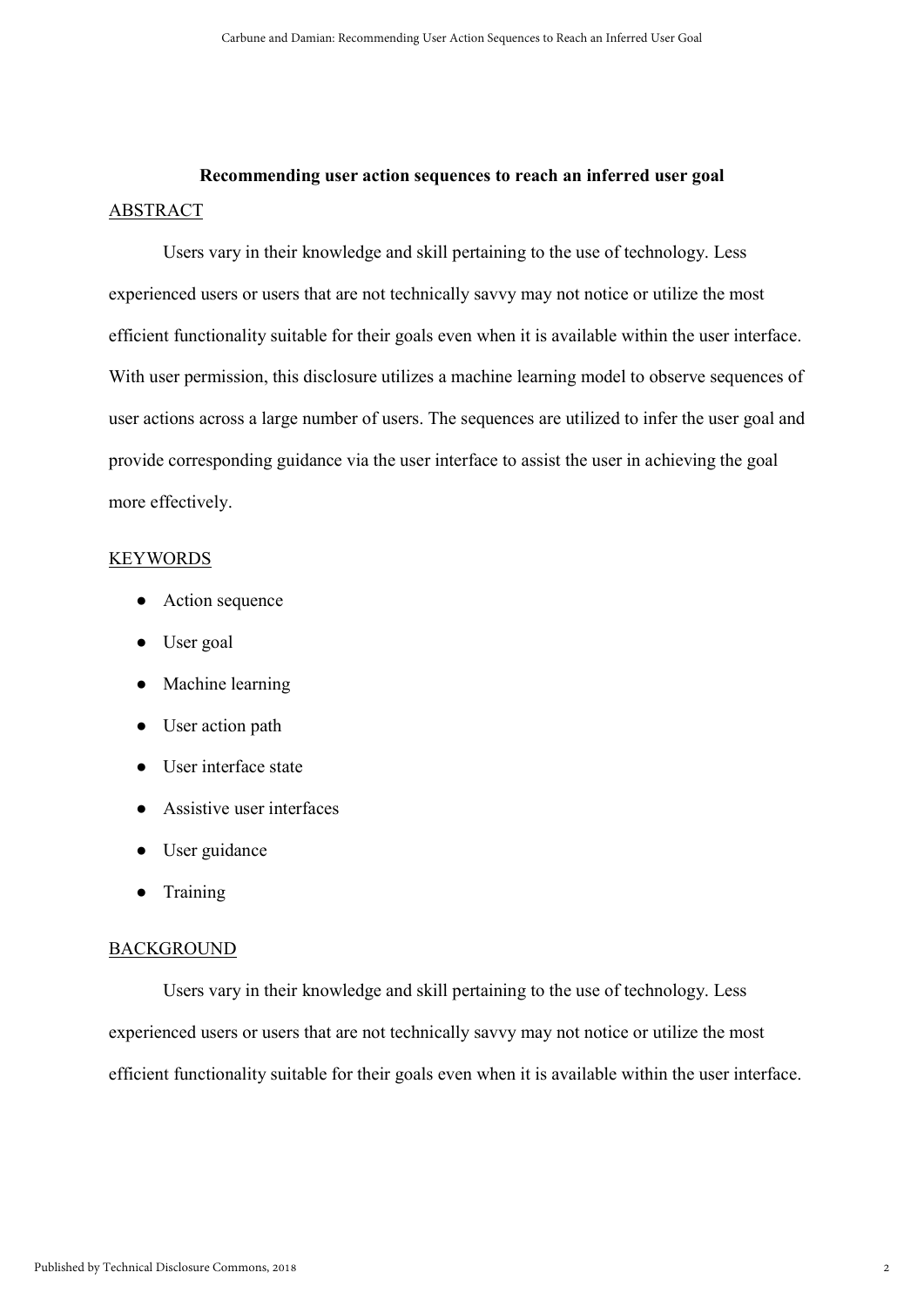**Recommending user action sequences to reach an inferred user goal**

## ABSTRACT

Users vary in their knowledge and skill pertaining to the use of technology. Less experienced users or users that are not technically savvy may not notice or utilize the most efficient functionality suitable for their goals even when it is available within the user interface. With user permission, this disclosure utilizes a machine learning model to observe sequences of user actions across a large number of users. The sequences are utilized to infer the user goal and provide corresponding guidance via the user interface to assist the user in achieving the goal more effectively.

## KEYWORDS

- Action sequence
- User goal
- Machine learning
- User action path
- User interface state
- Assistive user interfaces
- User guidance
- Training

## BACKGROUND

Users vary in their knowledge and skill pertaining to the use of technology. Less experienced users or users that are not technically savvy may not notice or utilize the most efficient functionality suitable for their goals even when it is available within the user interface.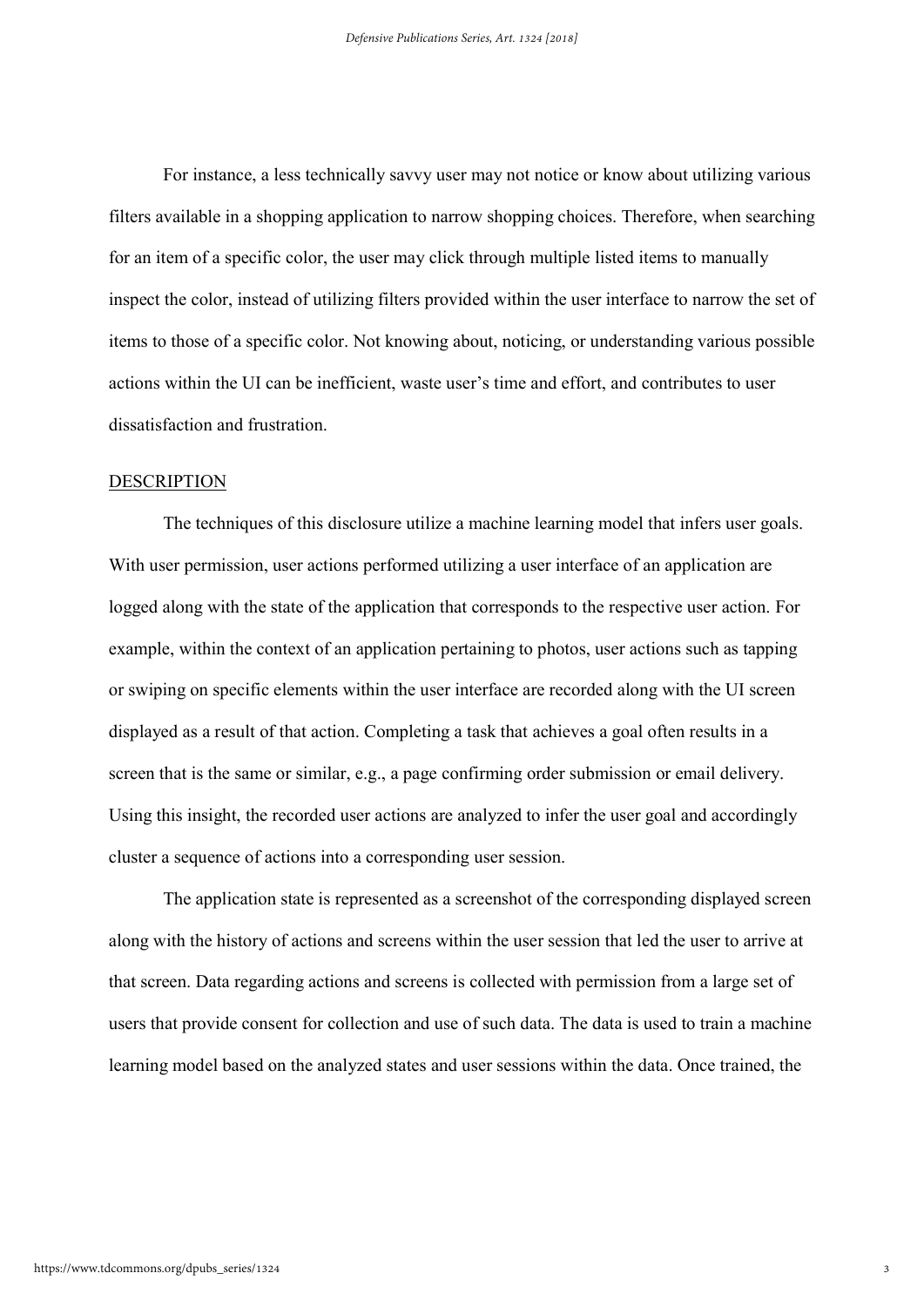For instance, a less technically savvy user may not notice or know about utilizing various filters available in a shopping application to narrow shopping choices. Therefore, when searching for an item of a specific color, the user may click through multiple listed items to manually inspect the color, instead of utilizing filters provided within the user interface to narrow the set of items to those of a specific color. Not knowing about, noticing, or understanding various possible actions within the UI can be inefficient, waste user's time and effort, and contributes to user dissatisfaction and frustration.

## DESCRIPTION

The techniques of this disclosure utilize a machine learning model that infers user goals. With user permission, user actions performed utilizing a user interface of an application are logged along with the state of the application that corresponds to the respective user action. For example, within the context of an application pertaining to photos, user actions such as tapping or swiping on specific elements within the user interface are recorded along with the UI screen displayed as a result of that action. Completing a task that achieves a goal often results in a screen that is the same or similar, e.g., a page confirming order submission or email delivery. Using this insight, the recorded user actions are analyzed to infer the user goal and accordingly cluster a sequence of actions into a corresponding user session.

The application state is represented as a screenshot of the corresponding displayed screen along with the history of actions and screens within the user session that led the user to arrive at that screen. Data regarding actions and screens is collected with permission from a large set of users that provide consent for collection and use of such data. The data is used to train a machine learning model based on the analyzed states and user sessions within the data. Once trained, the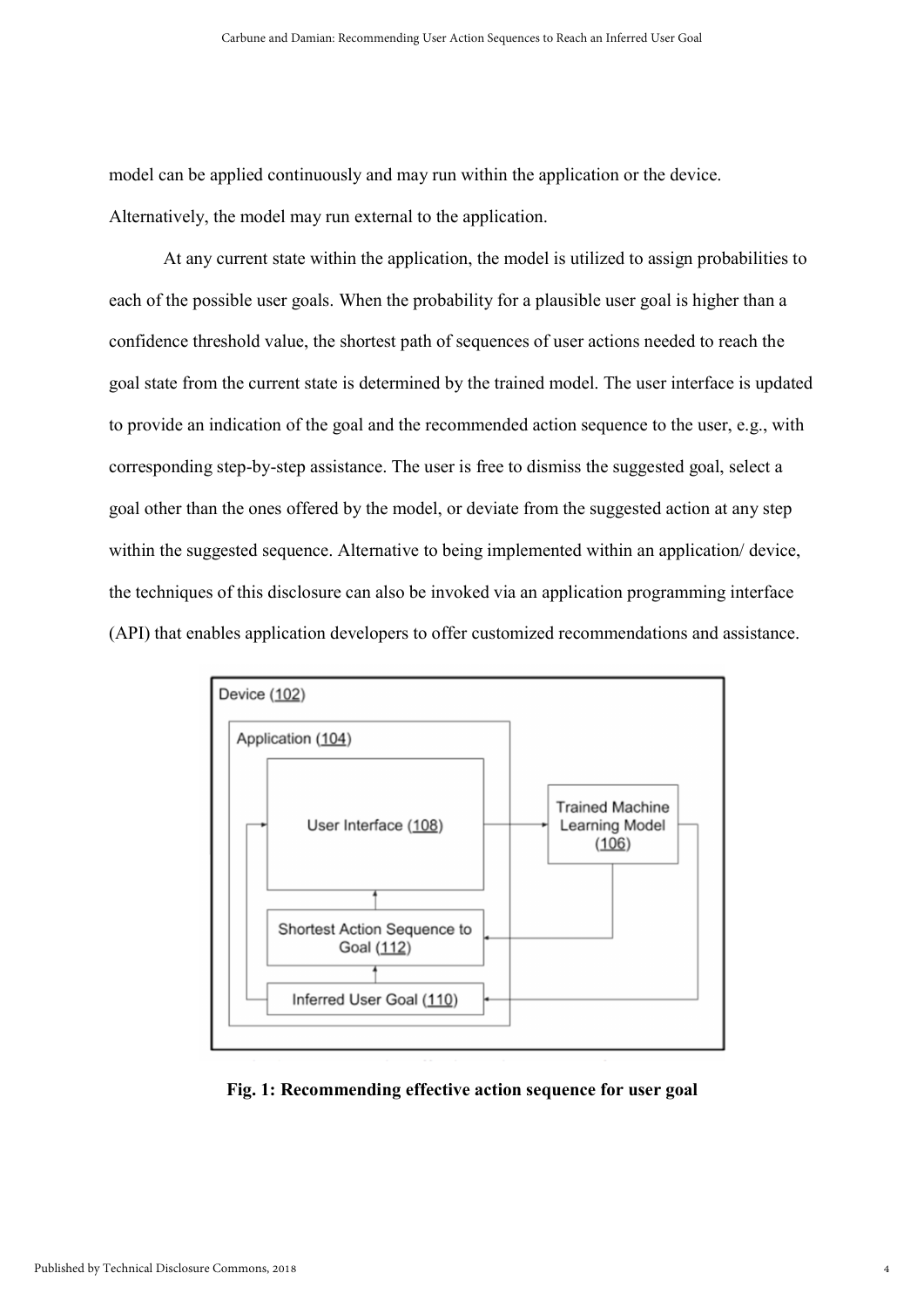model can be applied continuously and may run within the application or the device. Alternatively, the model may run external to the application.

At any current state within the application, the model is utilized to assign probabilities to each of the possible user goals. When the probability for a plausible user goal is higher than a confidence threshold value, the shortest path of sequences of user actions needed to reach the goal state from the current state is determined by the trained model. The user interface is updated to provide an indication of the goal and the recommended action sequence to the user, e.g., with corresponding step-by-step assistance. The user is free to dismiss the suggested goal, select a goal other than the ones offered by the model, or deviate from the suggested action at any step within the suggested sequence. Alternative to being implemented within an application/ device, the techniques of this disclosure can also be invoked via an application programming interface (API) that enables application developers to offer customized recommendations and assistance.

Device (102)

Application (104)

User Interface (108)

Trained Machine Learning Model (106)

Shortest Action Sequence to Goal (112)

Inferred User Goal (110)

**Fig. 1: Recommending effective action sequence for user goal**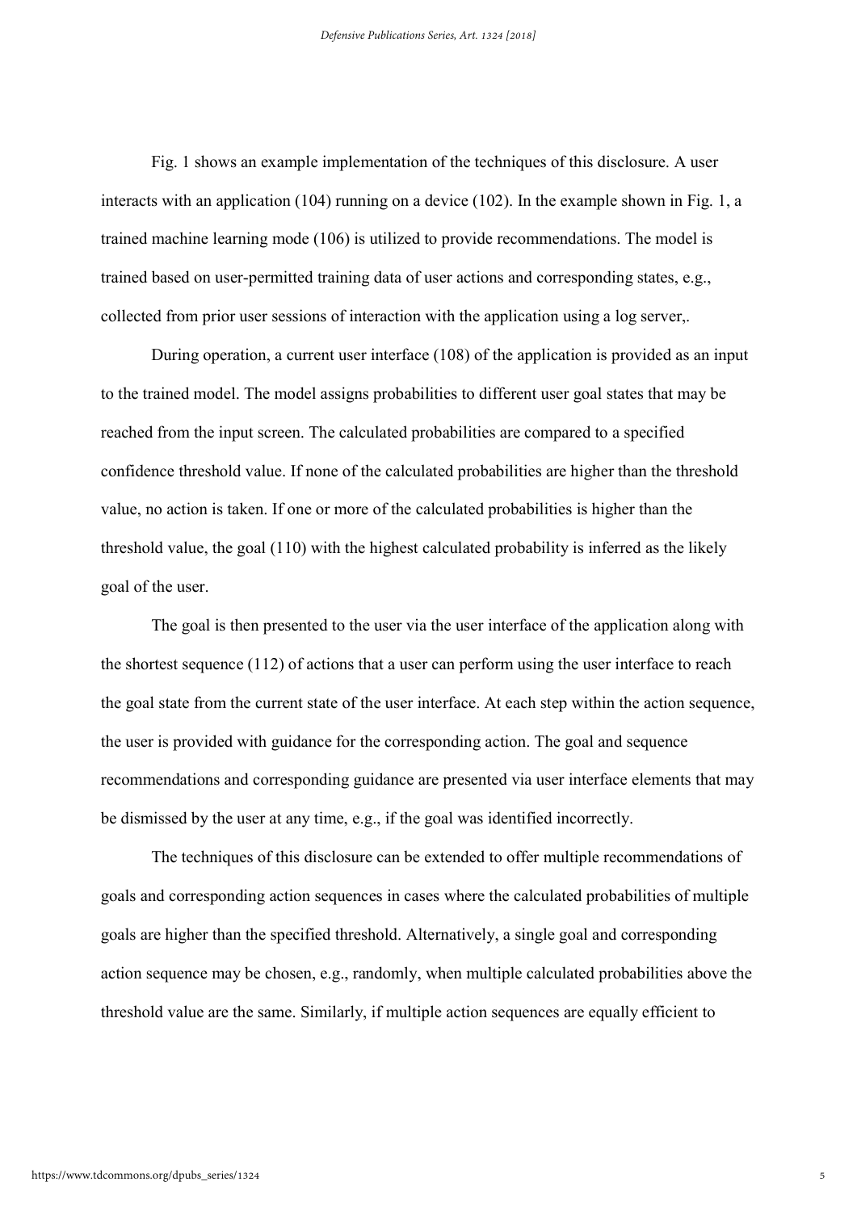Fig. 1 shows an example implementation of the techniques of this disclosure. A user interacts with an application (104) running on a device (102). In the example shown in Fig. 1, a trained machine learning mode (106) is utilized to provide recommendations. The model is trained based on user-permitted training data of user actions and corresponding states, e.g., collected from prior user sessions of interaction with the application using a log server,.

During operation, a current user interface (108) of the application is provided as an input to the trained model. The model assigns probabilities to different user goal states that may be reached from the input screen. The calculated probabilities are compared to a specified confidence threshold value. If none of the calculated probabilities are higher than the threshold value, no action is taken. If one or more of the calculated probabilities is higher than the threshold value, the goal (110) with the highest calculated probability is inferred as the likely goal of the user.

The goal is then presented to the user via the user interface of the application along with the shortest sequence (112) of actions that a user can perform using the user interface to reach the goal state from the current state of the user interface. At each step within the action sequence, the user is provided with guidance for the corresponding action. The goal and sequence recommendations and corresponding guidance are presented via user interface elements that may be dismissed by the user at any time, e.g., if the goal was identified incorrectly.

The techniques of this disclosure can be extended to offer multiple recommendations of goals and corresponding action sequences in cases where the calculated probabilities of multiple goals are higher than the specified threshold. Alternatively, a single goal and corresponding action sequence may be chosen, e.g., randomly, when multiple calculated probabilities above the threshold value are the same. Similarly, if multiple action sequences are equally efficient to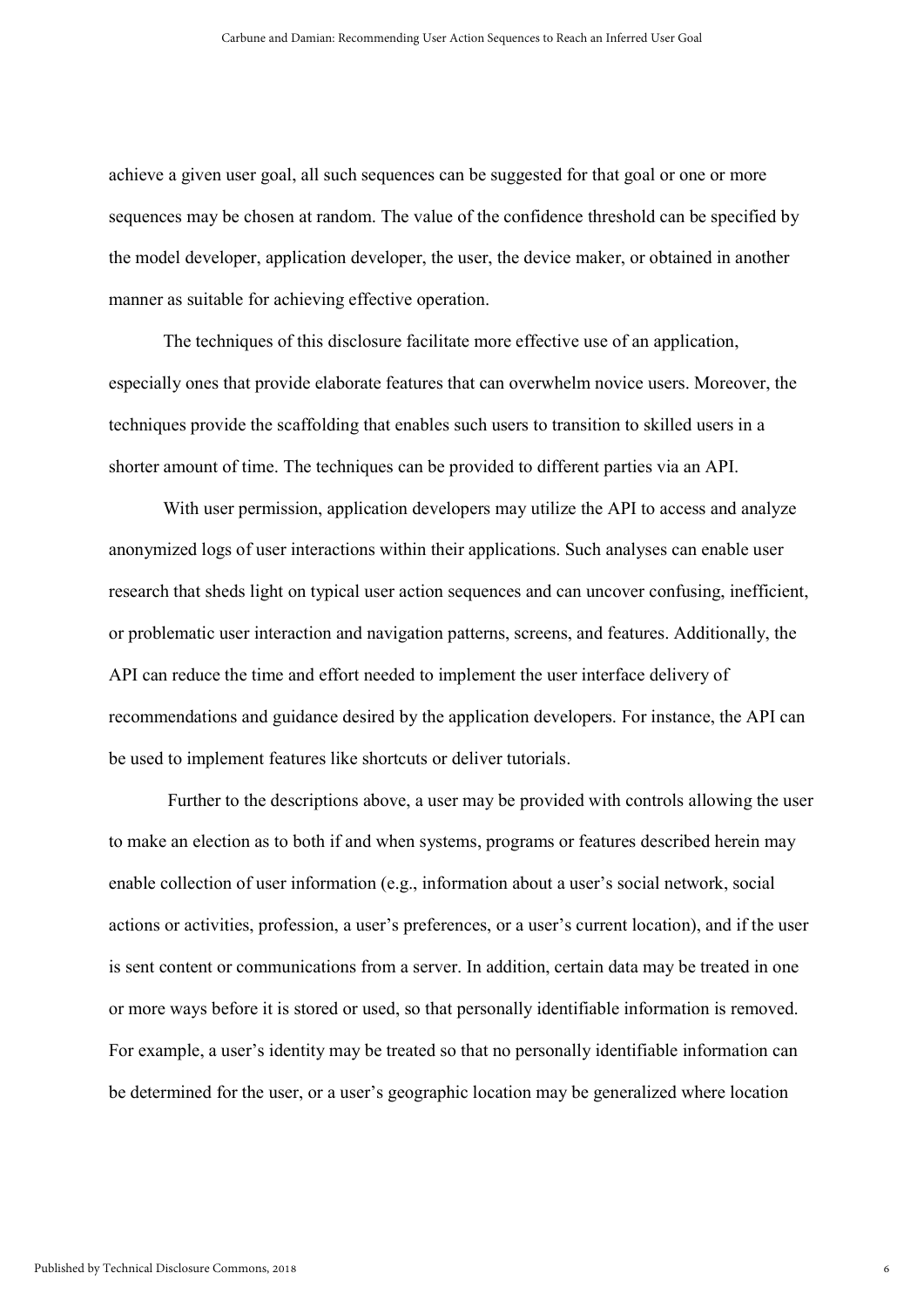achieve a given user goal, all such sequences can be suggested for that goal or one or more sequences may be chosen at random. The value of the confidence threshold can be specified by the model developer, application developer, the user, the device maker, or obtained in another manner as suitable for achieving effective operation.

The techniques of this disclosure facilitate more effective use of an application, especially ones that provide elaborate features that can overwhelm novice users. Moreover, the techniques provide the scaffolding that enables such users to transition to skilled users in a shorter amount of time. The techniques can be provided to different parties via an API.

With user permission, application developers may utilize the API to access and analyze anonymized logs of user interactions within their applications. Such analyses can enable user research that sheds light on typical user action sequences and can uncover confusing, inefficient, or problematic user interaction and navigation patterns, screens, and features. Additionally, the API can reduce the time and effort needed to implement the user interface delivery of recommendations and guidance desired by the application developers. For instance, the API can be used to implement features like shortcuts or deliver tutorials.

Further to the descriptions above, a user may be provided with controls allowing the user to make an election as to both if and when systems, programs or features described herein may enable collection of user information (e.g., information about a user's social network, social actions or activities, profession, a user's preferences, or a user's current location), and if the user is sent content or communications from a server. In addition, certain data may be treated in one or more ways before it is stored or used, so that personally identifiable information is removed. For example, a user's identity may be treated so that no personally identifiable information can be determined for the user, or a user's geographic location may be generalized where location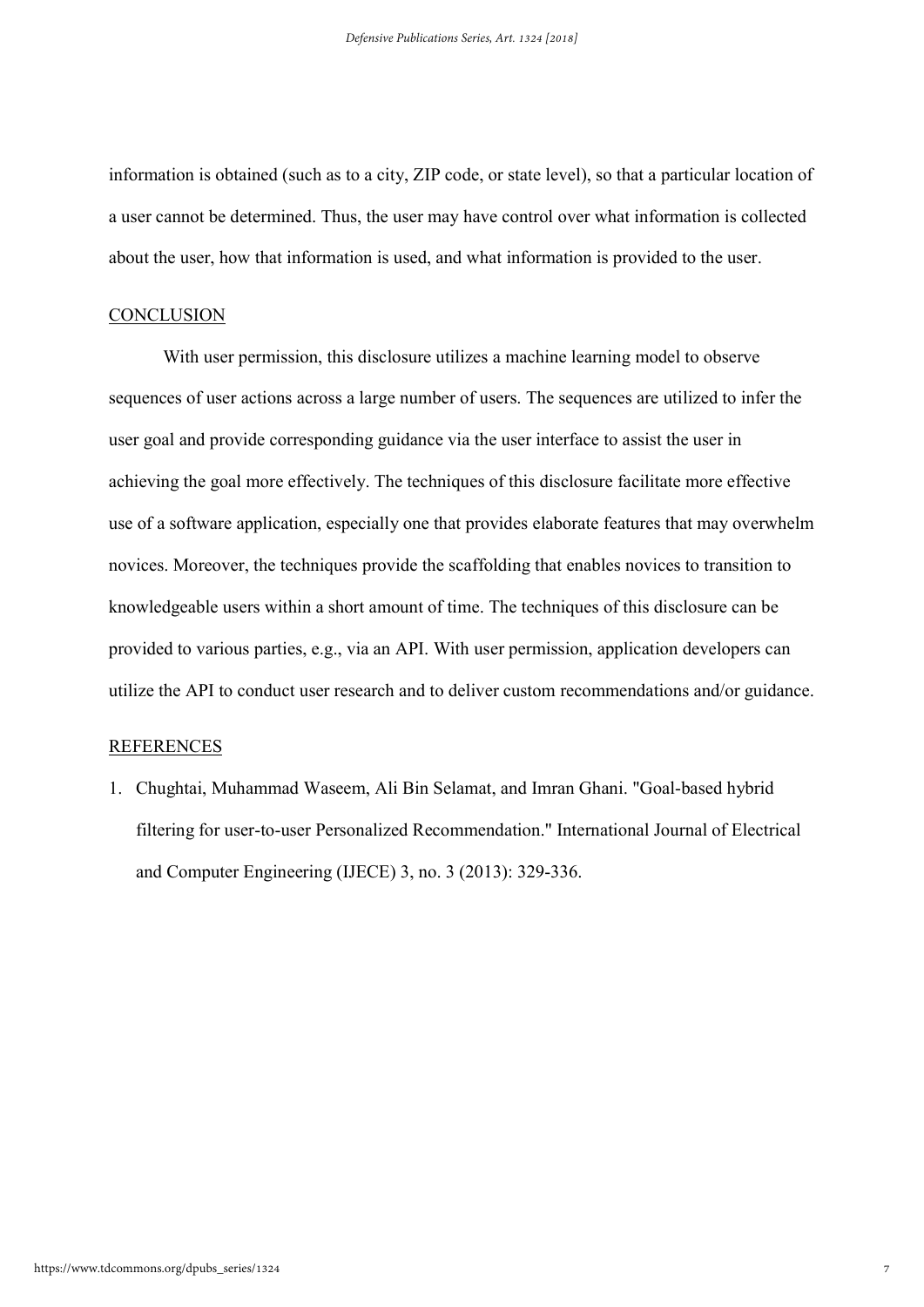information is obtained (such as to a city, ZIP code, or state level), so that a particular location of a user cannot be determined. Thus, the user may have control over what information is collected about the user, how that information is used, and what information is provided to the user.

## CONCLUSION

With user permission, this disclosure utilizes a machine learning model to observe sequences of user actions across a large number of users. The sequences are utilized to infer the user goal and provide corresponding guidance via the user interface to assist the user in achieving the goal more effectively. The techniques of this disclosure facilitate more effective use of a software application, especially one that provides elaborate features that may overwhelm novices. Moreover, the techniques provide the scaffolding that enables novices to transition to knowledgeable users within a short amount of time. The techniques of this disclosure can be provided to various parties, e.g., via an API. With user permission, application developers can utilize the API to conduct user research and to deliver custom recommendations and/or guidance.

## REFERENCES

1. Chughtai, Muhammad Waseem, Ali Bin Selamat, and Imran Ghani. "Goal-based hybrid filtering for user-to-user Personalized Recommendation." International Journal of Electrical and Computer Engineering (IJECE) 3, no. 3 (2013): 329-336.